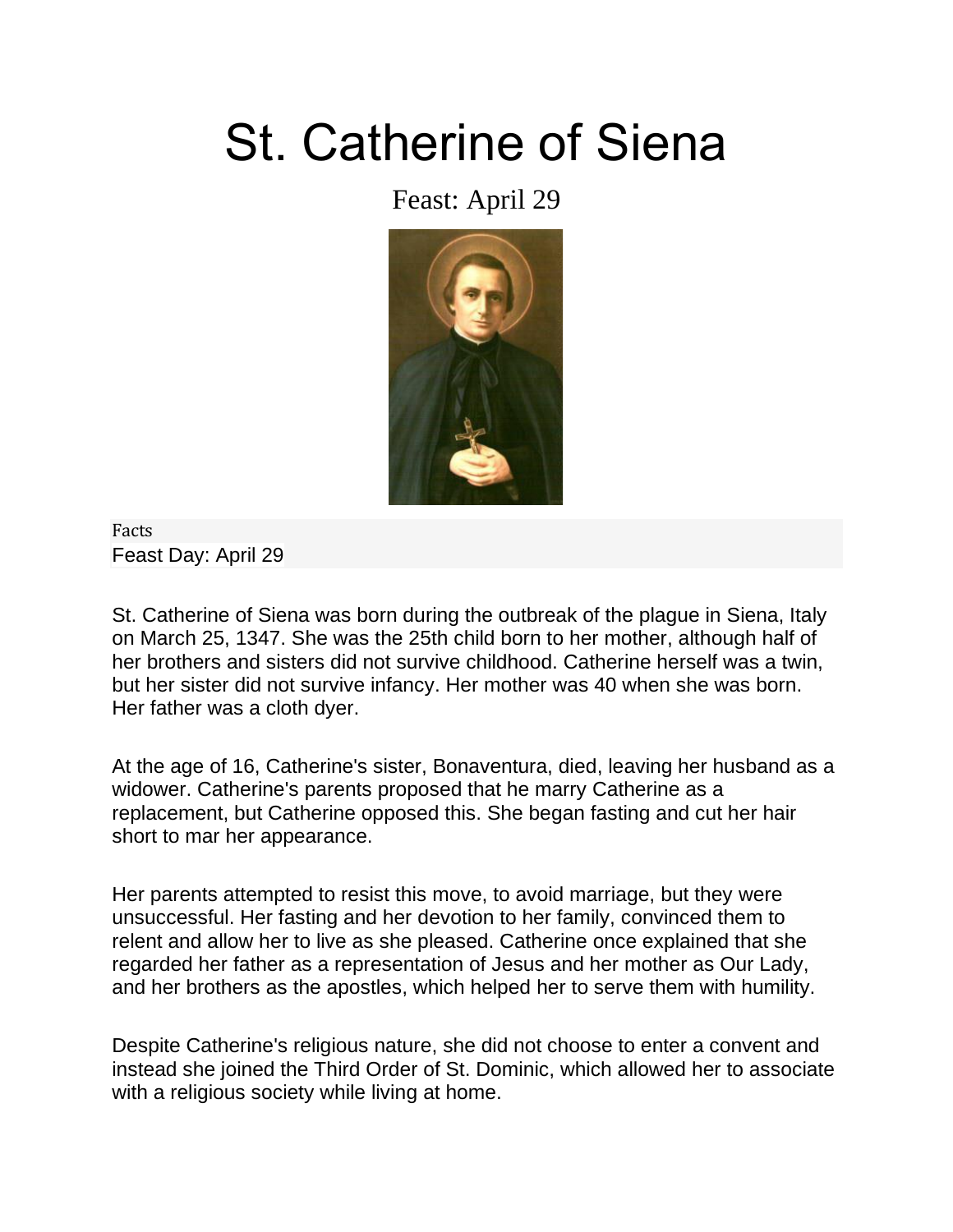# St. Catherine of Siena

Feast: April 29

Facts

Feast Day: April 29

St. Catherine of Siena was born during the outbreak of the plague in Siena, Italy on March 25, 1347. She was the 25th child born to her mother, although half of her brothers and sisters did not survive childhood. Catherine herself was a twin, but her sister did not survive infancy. Her mother was 40 when she was born. Her father was a cloth dyer.

At the age of 16, Catherine's sister, Bonaventura, died, leaving her husband as a widower. Catherine's parents proposed that he marry Catherine as a replacement, but Catherine opposed this. She began fasting and cut her hair short to mar her appearance.

Her parents attempted to resist this move, to avoid marriage, but they were unsuccessful. Her fasting and her devotion to her family, convinced them to relent and allow her to live as she pleased. Catherine once explained that she regarded her father as a representation of Jesus and her mother as Our Lady, and her brothers as the apostles, which helped her to serve them with humility.

Despite Catherine's religious nature, she did not choose to enter a convent and instead she joined the Third Order of St. Dominic, which allowed her to associate with a religious society while living at home.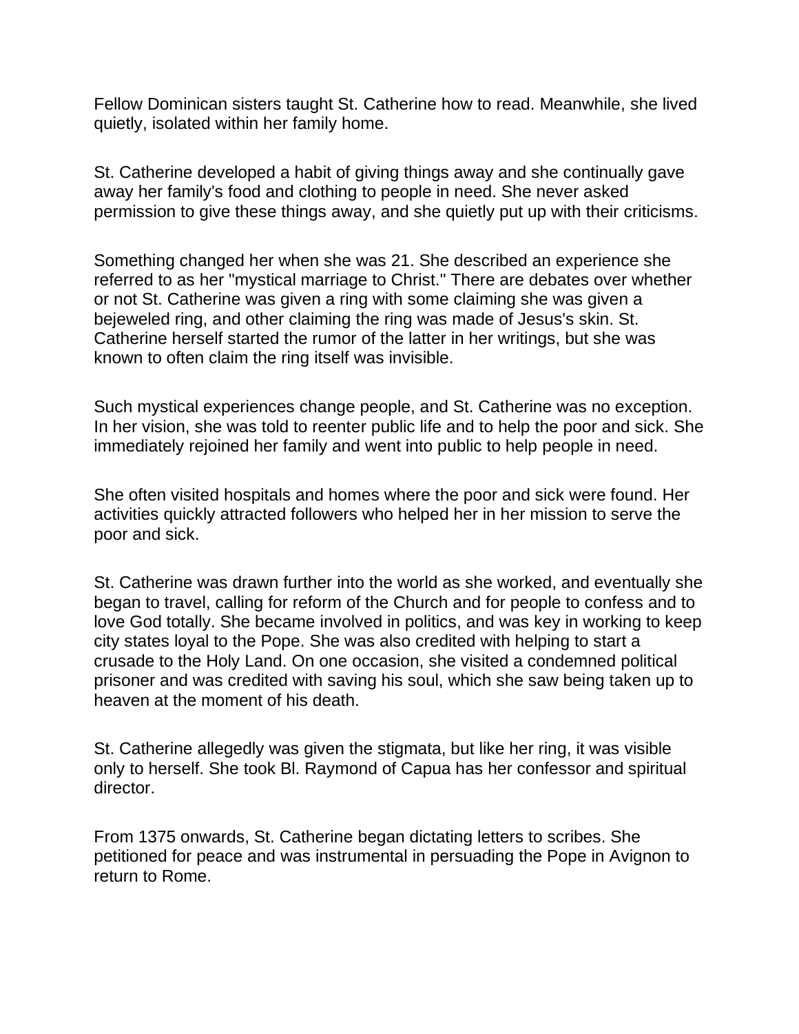Fellow Dominican sisters taught St. Catherine how to read. Meanwhile, she lived quietly, isolated within her family home.

St. Catherine developed a habit of giving things away and she continually gave away her family's food and clothing to people in need. She never asked permission to give these things away, and she quietly put up with their criticisms.

Something changed her when she was 21. She described an experience she referred to as her "mystical marriage to Christ." There are debates over whether or not St. Catherine was given a ring with some claiming she was given a bejeweled ring, and other claiming the ring was made of Jesus's skin. St. Catherine herself started the rumor of the latter in her writings, but she was known to often claim the ring itself was invisible.

Such mystical experiences change people, and St. Catherine was no exception. In her vision, she was told to reenter public life and to help the poor and sick. She immediately rejoined her family and went into public to help people in need.

She often visited hospitals and homes where the poor and sick were found. Her activities quickly attracted followers who helped her in her mission to serve the poor and sick.

St. Catherine was drawn further into the world as she worked, and eventually she began to travel, calling for reform of the Church and for people to confess and to love God totally. She became involved in politics, and was key in working to keep city states loyal to the Pope. She was also credited with helping to start a crusade to the Holy Land. On one occasion, she visited a condemned political prisoner and was credited with saving his soul, which she saw being taken up to heaven at the moment of his death.

St. Catherine allegedly was given the stigmata, but like her ring, it was visible only to herself. She took Bl. Raymond of Capua has her confessor and spiritual director.

From 1375 onwards, St. Catherine began dictating letters to scribes. She petitioned for peace and was instrumental in persuading the Pope in Avignon to return to Rome.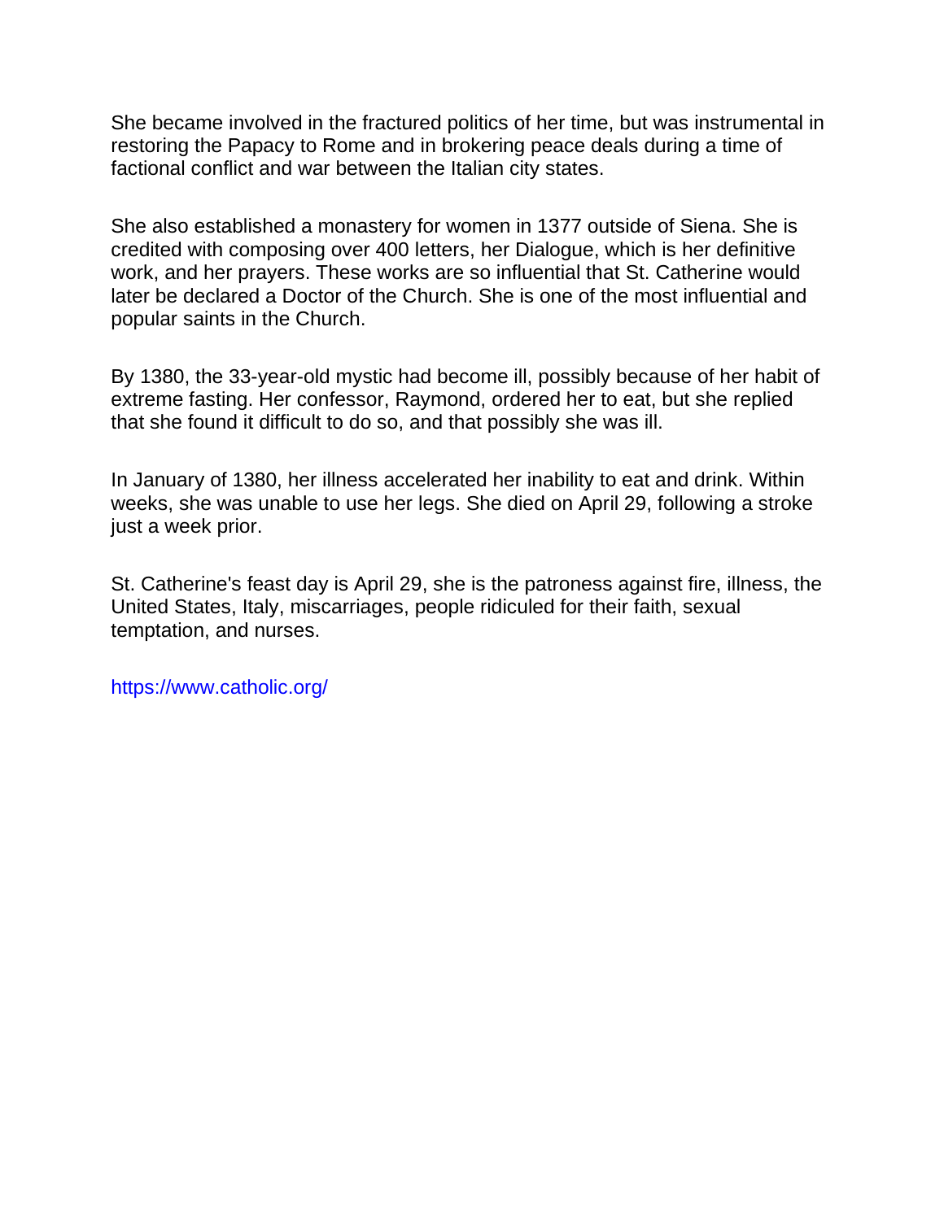She became involved in the fractured politics of her time, but was instrumental in restoring the Papacy to Rome and in brokering peace deals during a time of factional conflict and war between the Italian city states.

She also established a monastery for women in 1377 outside of Siena. She is credited with composing over 400 letters, her Dialogue, which is her definitive work, and her prayers. These works are so influential that St. Catherine would later be declared a Doctor of the Church. She is one of the most influential and popular saints in the Church.

By 1380, the 33-year-old mystic had become ill, possibly because of her habit of extreme fasting. Her confessor, Raymond, ordered her to eat, but she replied that she found it difficult to do so, and that possibly she was ill.

In January of 1380, her illness accelerated her inability to eat and drink. Within weeks, she was unable to use her legs. She died on April 29, following a stroke just a week prior.

St. Catherine's feast day is April 29, she is the patroness against fire, illness, the United States, Italy, miscarriages, people ridiculed for their faith, sexual temptation, and nurses.

https://www.catholic.org/